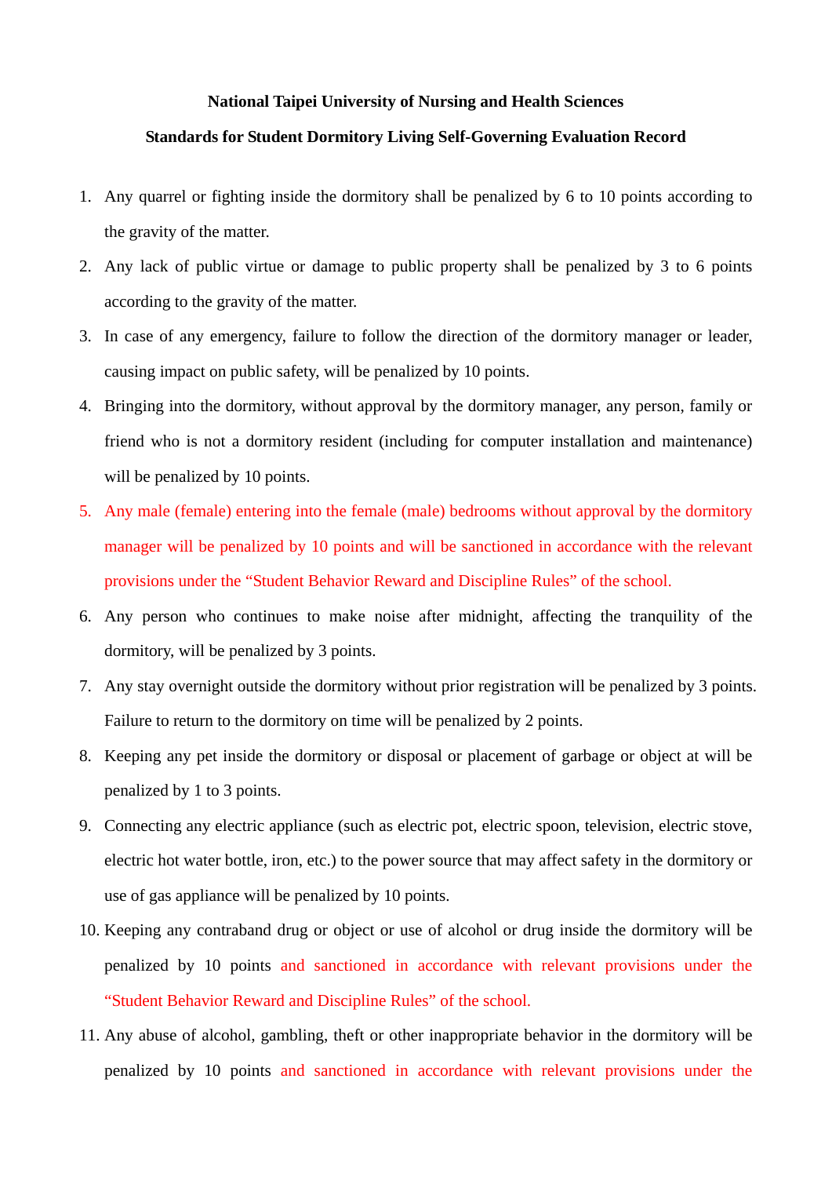**National Taipei University of Nursing and Health Sciences**

**Standards for Student Dormitory Living Self-Governing Evaluation Record**

1. Any quarrel or fighting inside the dormitory shall be penalized by 6 to 10 points according to the gravity of the matter.
2. Any lack of public virtue or damage to public property shall be penalized by 3 to 6 points according to the gravity of the matter.
3. In case of any emergency, failure to follow the direction of the dormitory manager or leader, causing impact on public safety, will be penalized by 10 points.
4. Bringing into the dormitory, without approval by the dormitory manager, any person, family or friend who is not a dormitory resident (including for computer installation and maintenance) will be penalized by 10 points.
5. Any male (female) entering into the female (male) bedrooms without approval by the dormitory manager will be penalized by 10 points and will be sanctioned in accordance with the relevant provisions under the “Student Behavior Reward and Discipline Rules” of the school.
6. Any person who continues to make noise after midnight, affecting the tranquility of the dormitory, will be penalized by 3 points.
7. Any stay overnight outside the dormitory without prior registration will be penalized by 3 points. Failure to return to the dormitory on time will be penalized by 2 points.
8. Keeping any pet inside the dormitory or disposal or placement of garbage or object at will be penalized by 1 to 3 points.
9. Connecting any electric appliance (such as electric pot, electric spoon, television, electric stove, electric hot water bottle, iron, etc.) to the power source that may affect safety in the dormitory or use of gas appliance will be penalized by 10 points.
10. Keeping any contraband drug or object or use of alcohol or drug inside the dormitory will be penalized by 10 points and sanctioned in accordance with relevant provisions under the “Student Behavior Reward and Discipline Rules” of the school.
11. Any abuse of alcohol, gambling, theft or other inappropriate behavior in the dormitory will be penalized by 10 points and sanctioned in accordance with relevant provisions under the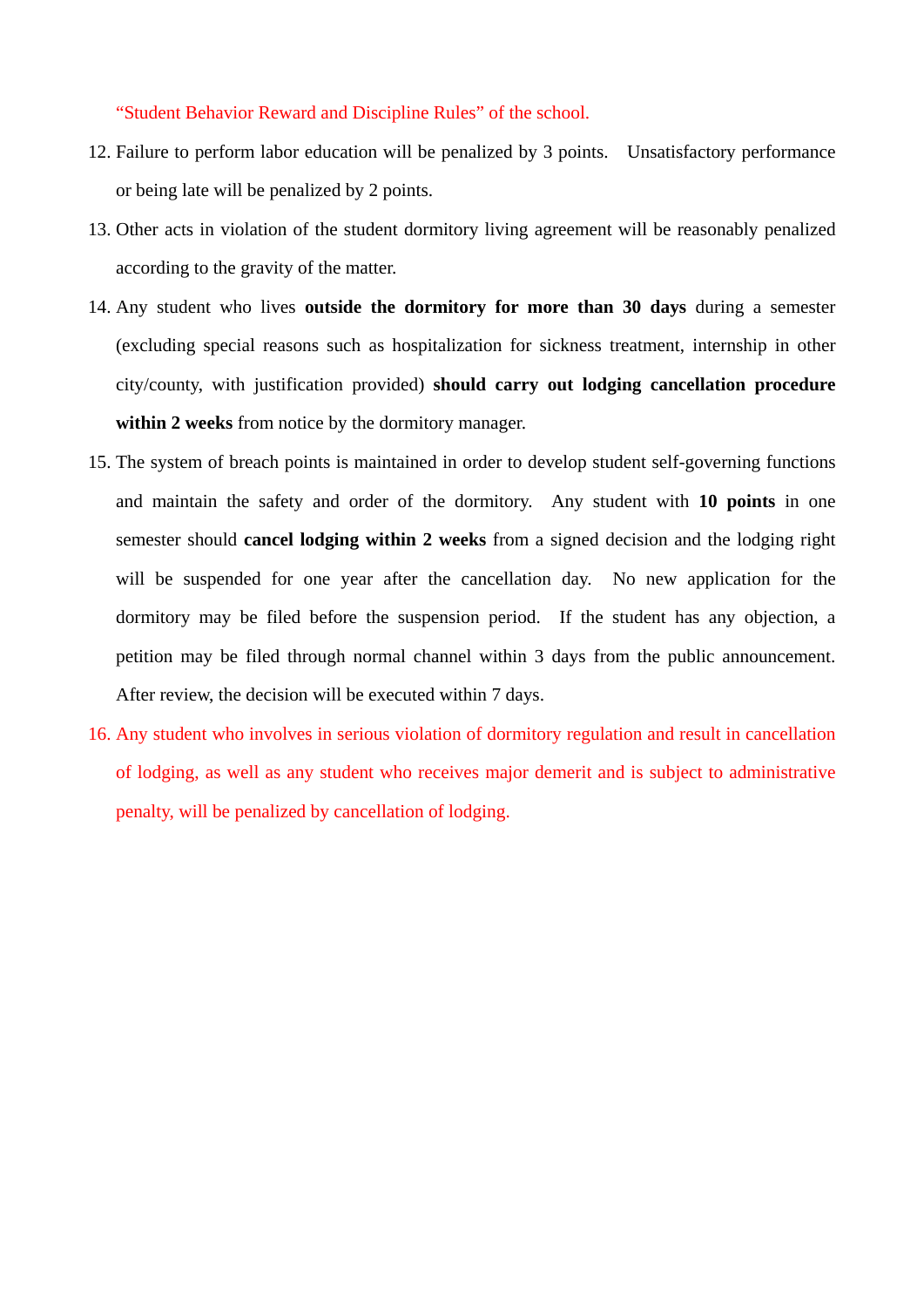"Student Behavior Reward and Discipline Rules" of the school.

12. Failure to perform labor education will be penalized by 3 points. Unsatisfactory performance or being late will be penalized by 2 points.
13. Other acts in violation of the student dormitory living agreement will be reasonably penalized according to the gravity of the matter.
14. Any student who lives **outside the dormitory for more than 30 days** during a semester (excluding special reasons such as hospitalization for sickness treatment, internship in other city/county, with justification provided) **should carry out lodging cancellation procedure within 2 weeks** from notice by the dormitory manager.
15. The system of breach points is maintained in order to develop student self-governing functions and maintain the safety and order of the dormitory. Any student with **10 points** in one semester should **cancel lodging within 2 weeks** from a signed decision and the lodging right will be suspended for one year after the cancellation day. No new application for the dormitory may be filed before the suspension period. If the student has any objection, a petition may be filed through normal channel within 3 days from the public announcement. After review, the decision will be executed within 7 days.
16. Any student who involves in serious violation of dormitory regulation and result in cancellation of lodging, as well as any student who receives major demerit and is subject to administrative penalty, will be penalized by cancellation of lodging.